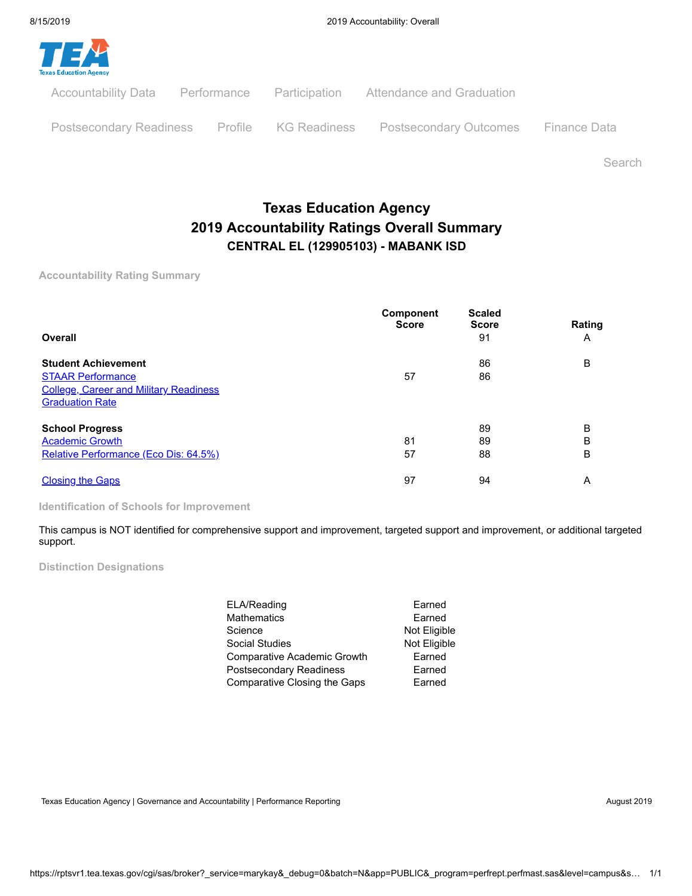Accountability Data    Performance    Participation    Attendance and Graduation

Postsecondary Readiness    Profile    KG Readiness    Postsecondary Outcomes    Finance Data

Search

# Texas Education Agency
## 2019 Accountability Ratings Overall Summary
### CENTRAL EL (129905103) - MABANK ISD

#### Accountability Rating Summary

| | Component Score | Scaled Score | Rating |
|---|---|---|---|
| **Overall** | | 91 | A |
| **Student Achievement** | | 86 | B |
| STAAR Performance | 57 | 86 | |
| College, Career and Military Readiness | | | |
| Graduation Rate | | | |
| **School Progress** | | 89 | B |
| Academic Growth | 81 | 89 | B |
| Relative Performance (Eco Dis: 64.5%) | 57 | 88 | B |
| Closing the Gaps | 97 | 94 | A |

#### Identification of Schools for Improvement

This campus is NOT identified for comprehensive support and improvement, targeted support and improvement, or additional targeted support.

#### Distinction Designations

| | |
|---|---|
| ELA/Reading | Earned |
| Mathematics | Earned |
| Science | Not Eligible |
| Social Studies | Not Eligible |
| Comparative Academic Growth | Earned |
| Postsecondary Readiness | Earned |
| Comparative Closing the Gaps | Earned |

Texas Education Agency | Governance and Accountability | Performance Reporting    August 2019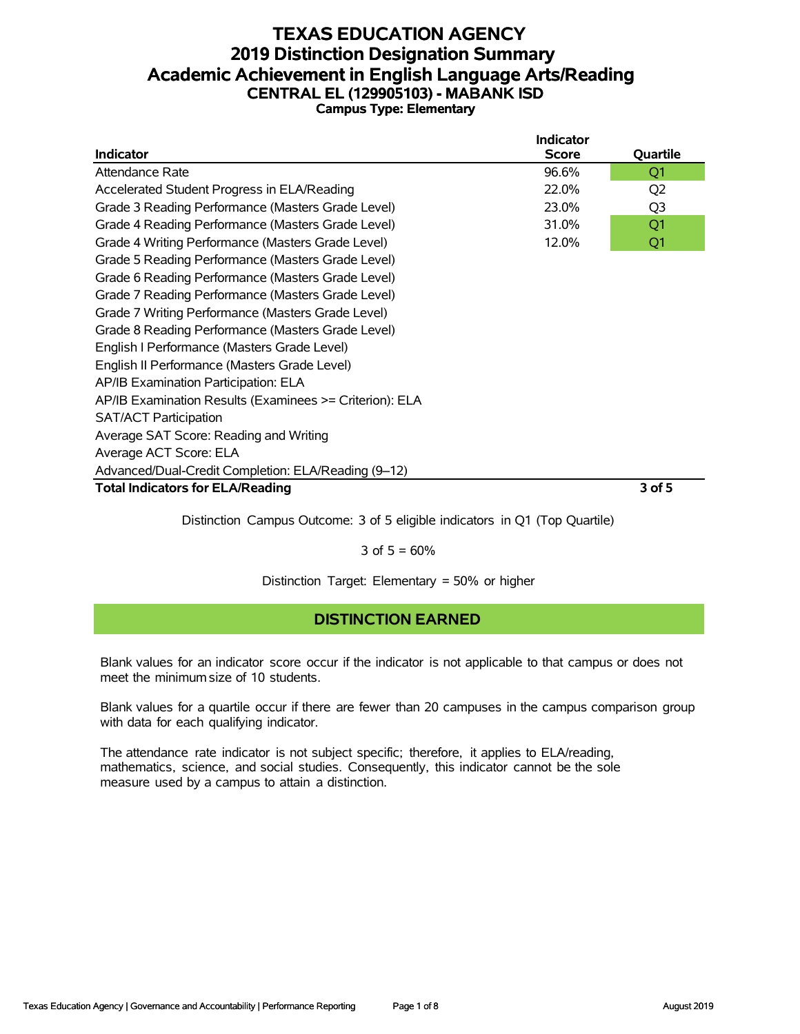# TEXAS EDUCATION AGENCY
# 2019 Distinction Designation Summary
## Academic Achievement in English Language Arts/Reading
### CENTRAL EL (129905103) - MABANK ISD
**Campus Type: Elementary**

| Indicator | Indicator Score | Quartile |
|---|---|---|
| Attendance Rate | 96.6% | Q1 |
| Accelerated Student Progress in ELA/Reading | 22.0% | Q2 |
| Grade 3 Reading Performance (Masters Grade Level) | 23.0% | Q3 |
| Grade 4 Reading Performance (Masters Grade Level) | 31.0% | Q1 |
| Grade 4 Writing Performance (Masters Grade Level) | 12.0% | Q1 |
| Grade 5 Reading Performance (Masters Grade Level) | | |
| Grade 6 Reading Performance (Masters Grade Level) | | |
| Grade 7 Reading Performance (Masters Grade Level) | | |
| Grade 7 Writing Performance (Masters Grade Level) | | |
| Grade 8 Reading Performance (Masters Grade Level) | | |
| English I Performance (Masters Grade Level) | | |
| English II Performance (Masters Grade Level) | | |
| AP/IB Examination Participation: ELA | | |
| AP/IB Examination Results (Examinees >= Criterion): ELA | | |
| SAT/ACT Participation | | |
| Average SAT Score: Reading and Writing | | |
| Average ACT Score: ELA | | |
| Advanced/Dual-Credit Completion: ELA/Reading (9–12) | | |
| **Total Indicators for ELA/Reading** | | **3 of 5** |

Distinction Campus Outcome: 3 of 5 eligible indicators in Q1 (Top Quartile)

3 of 5 = 60%

Distinction Target: Elementary = 50% or higher

## DISTINCTION EARNED

Blank values for an indicator score occur if the indicator is not applicable to that campus or does not meet the minimum size of 10 students.

Blank values for a quartile occur if there are fewer than 20 campuses in the campus comparison group with data for each qualifying indicator.

The attendance rate indicator is not subject specific; therefore, it applies to ELA/reading, mathematics, science, and social studies. Consequently, this indicator cannot be the sole measure used by a campus to attain a distinction.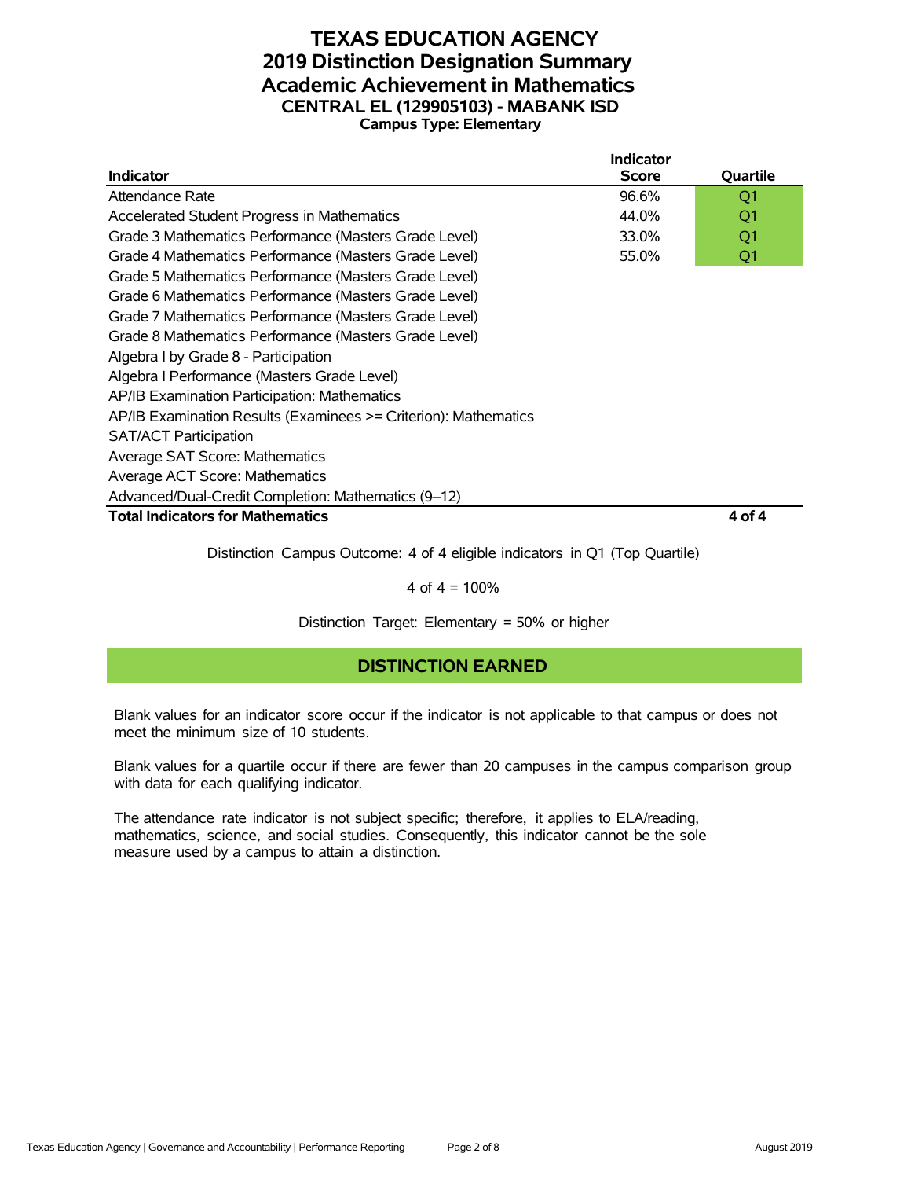# TEXAS EDUCATION AGENCY
# 2019 Distinction Designation Summary
# Academic Achievement in Mathematics
## CENTRAL EL (129905103) - MABANK ISD
### Campus Type: Elementary

| Indicator | Indicator Score | Quartile |
|---|---|---|
| Attendance Rate | 96.6% | Q1 |
| Accelerated Student Progress in Mathematics | 44.0% | Q1 |
| Grade 3 Mathematics Performance (Masters Grade Level) | 33.0% | Q1 |
| Grade 4 Mathematics Performance (Masters Grade Level) | 55.0% | Q1 |
| Grade 5 Mathematics Performance (Masters Grade Level) | | |
| Grade 6 Mathematics Performance (Masters Grade Level) | | |
| Grade 7 Mathematics Performance (Masters Grade Level) | | |
| Grade 8 Mathematics Performance (Masters Grade Level) | | |
| Algebra I by Grade 8 - Participation | | |
| Algebra I Performance (Masters Grade Level) | | |
| AP/IB Examination Participation: Mathematics | | |
| AP/IB Examination Results (Examinees >= Criterion): Mathematics | | |
| SAT/ACT Participation | | |
| Average SAT Score: Mathematics | | |
| Average ACT Score: Mathematics | | |
| Advanced/Dual-Credit Completion: Mathematics (9–12) | | |
| **Total Indicators for Mathematics** | | **4 of 4** |

Distinction Campus Outcome: 4 of 4 eligible indicators in Q1 (Top Quartile)

4 of 4 = 100%

Distinction Target: Elementary = 50% or higher

## DISTINCTION EARNED

Blank values for an indicator score occur if the indicator is not applicable to that campus or does not meet the minimum size of 10 students.

Blank values for a quartile occur if there are fewer than 20 campuses in the campus comparison group with data for each qualifying indicator.

The attendance rate indicator is not subject specific; therefore, it applies to ELA/reading, mathematics, science, and social studies. Consequently, this indicator cannot be the sole measure used by a campus to attain a distinction.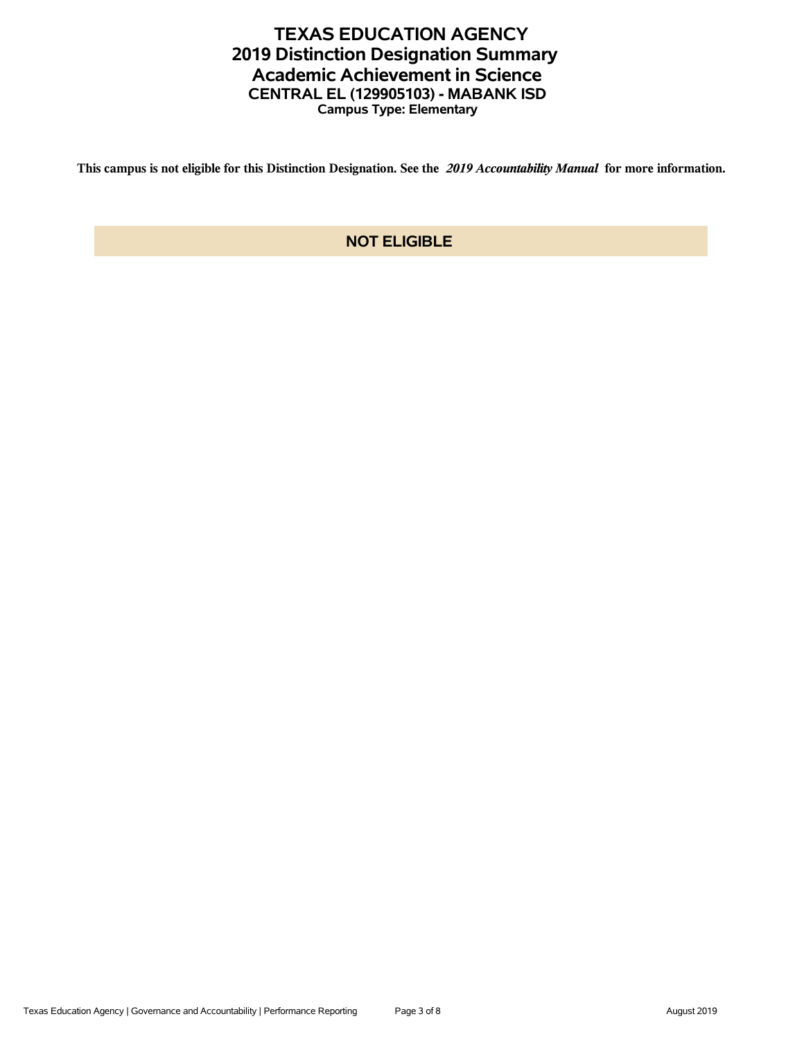# TEXAS EDUCATION AGENCY
## 2019 Distinction Designation Summary
## Academic Achievement in Science
### CENTRAL EL (129905103) - MABANK ISD
**Campus Type: Elementary**

**This campus is not eligible for this Distinction Designation. See the *2019 Accountability Manual* for more information.**

**NOT ELIGIBLE**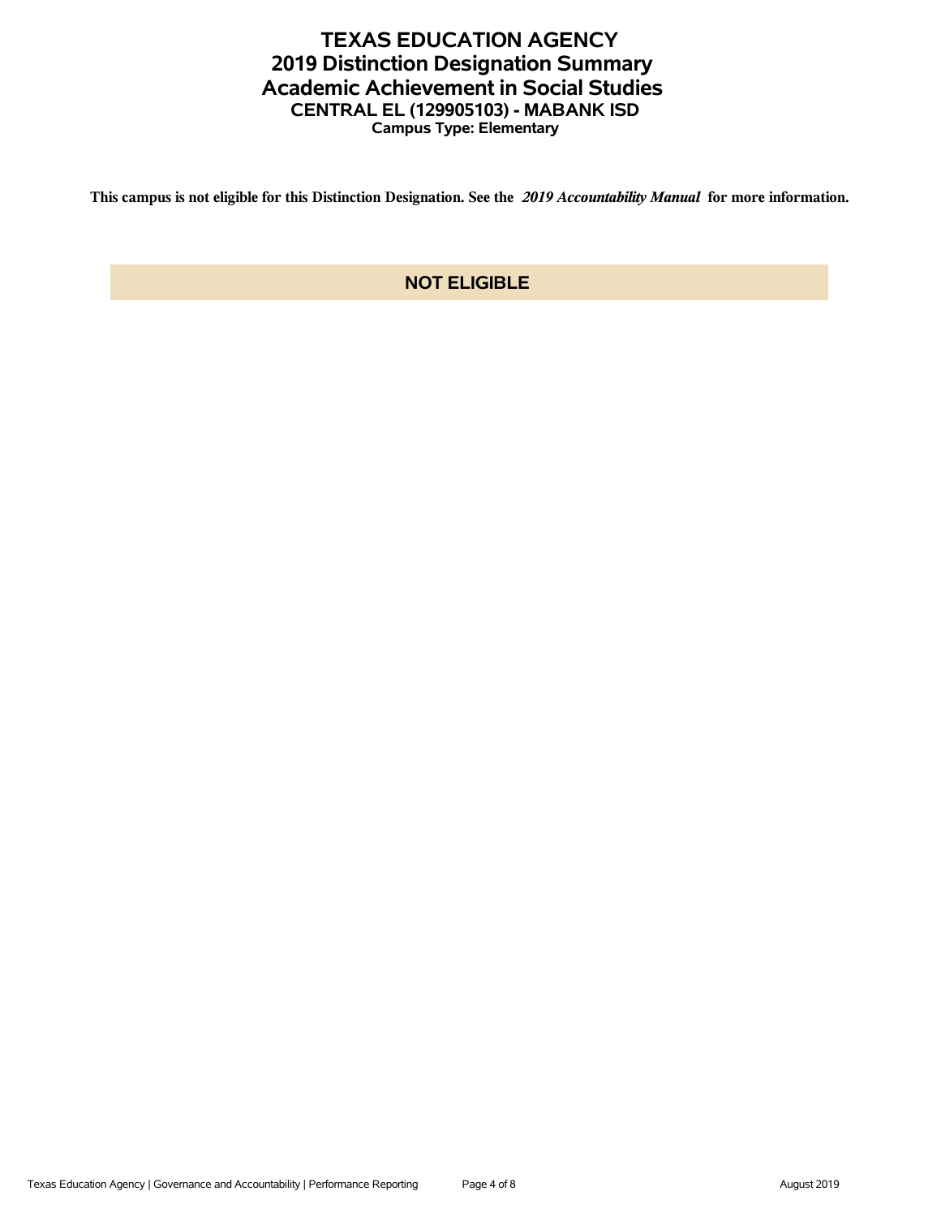# TEXAS EDUCATION AGENCY
## 2019 Distinction Designation Summary
## Academic Achievement in Social Studies
### CENTRAL EL (129905103) - MABANK ISD
**Campus Type: Elementary**

**This campus is not eligible for this Distinction Designation. See the *2019 Accountability Manual* for more information.**

**NOT ELIGIBLE**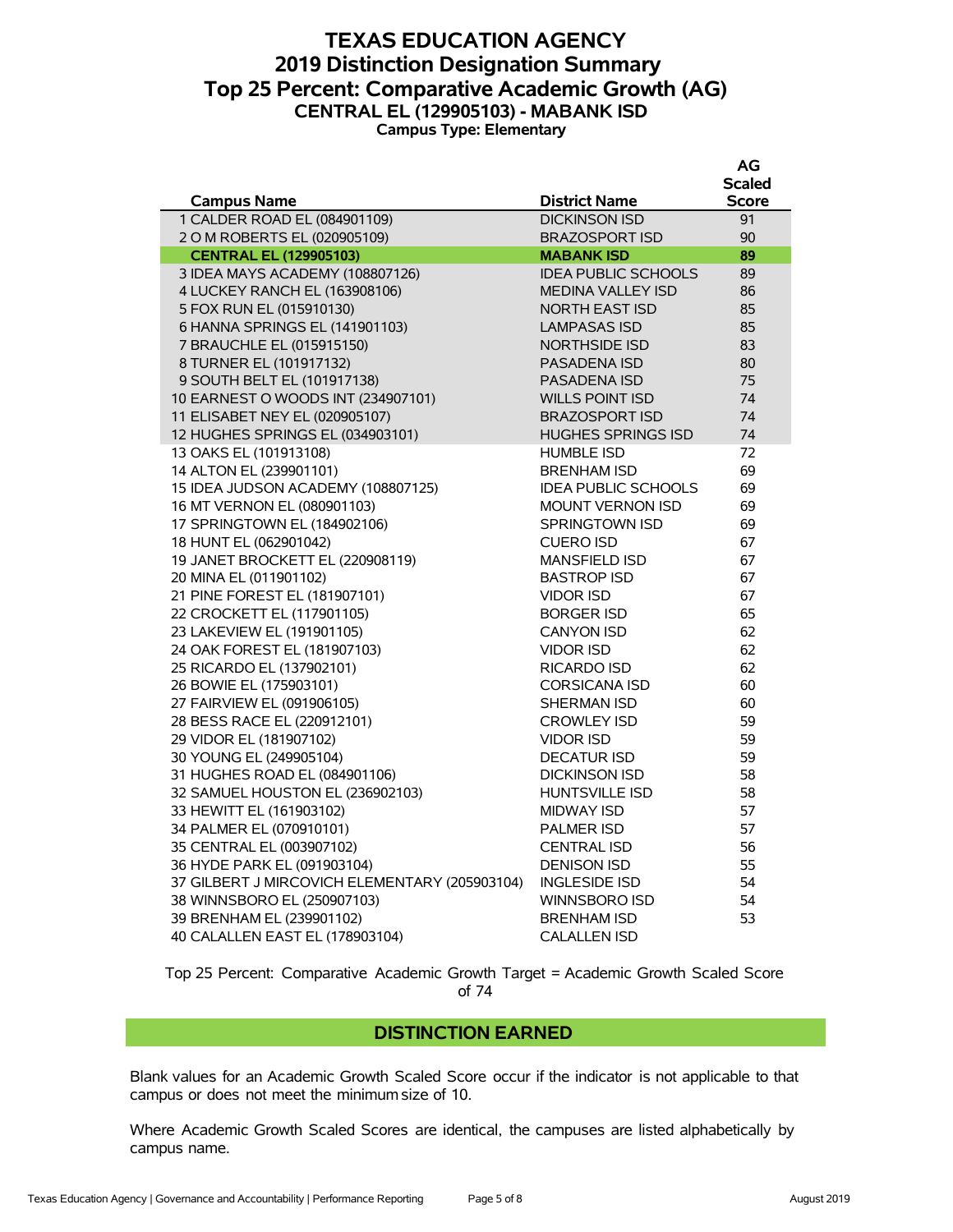# TEXAS EDUCATION AGENCY
## 2019 Distinction Designation Summary
## Top 25 Percent: Comparative Academic Growth (AG)
### CENTRAL EL (129905103) - MABANK ISD
**Campus Type: Elementary**

| Campus Name | District Name | AG Scaled Score |
|---|---|---|
| 1 CALDER ROAD EL (084901109) | DICKINSON ISD | 91 |
| 2 O M ROBERTS EL (020905109) | BRAZOSPORT ISD | 90 |
| **CENTRAL EL (129905103)** | **MABANK ISD** | **89** |
| 3 IDEA MAYS ACADEMY (108807126) | IDEA PUBLIC SCHOOLS | 89 |
| 4 LUCKEY RANCH EL (163908106) | MEDINA VALLEY ISD | 86 |
| 5 FOX RUN EL (015910130) | NORTH EAST ISD | 85 |
| 6 HANNA SPRINGS EL (141901103) | LAMPASAS ISD | 85 |
| 7 BRAUCHLE EL (015915150) | NORTHSIDE ISD | 83 |
| 8 TURNER EL (101917132) | PASADENA ISD | 80 |
| 9 SOUTH BELT EL (101917138) | PASADENA ISD | 75 |
| 10 EARNEST O WOODS INT (234907101) | WILLS POINT ISD | 74 |
| 11 ELISABET NEY EL (020905107) | BRAZOSPORT ISD | 74 |
| 12 HUGHES SPRINGS EL (034903101) | HUGHES SPRINGS ISD | 74 |
| 13 OAKS EL (101913108) | HUMBLE ISD | 72 |
| 14 ALTON EL (239901101) | BRENHAM ISD | 69 |
| 15 IDEA JUDSON ACADEMY (108807125) | IDEA PUBLIC SCHOOLS | 69 |
| 16 MT VERNON EL (080901103) | MOUNT VERNON ISD | 69 |
| 17 SPRINGTOWN EL (184902106) | SPRINGTOWN ISD | 69 |
| 18 HUNT EL (062901042) | CUERO ISD | 67 |
| 19 JANET BROCKETT EL (220908119) | MANSFIELD ISD | 67 |
| 20 MINA EL (011901102) | BASTROP ISD | 67 |
| 21 PINE FOREST EL (181907101) | VIDOR ISD | 67 |
| 22 CROCKETT EL (117901105) | BORGER ISD | 65 |
| 23 LAKEVIEW EL (191901105) | CANYON ISD | 62 |
| 24 OAK FOREST EL (181907103) | VIDOR ISD | 62 |
| 25 RICARDO EL (137902101) | RICARDO ISD | 62 |
| 26 BOWIE EL (175903101) | CORSICANA ISD | 60 |
| 27 FAIRVIEW EL (091906105) | SHERMAN ISD | 60 |
| 28 BESS RACE EL (220912101) | CROWLEY ISD | 59 |
| 29 VIDOR EL (181907102) | VIDOR ISD | 59 |
| 30 YOUNG EL (249905104) | DECATUR ISD | 59 |
| 31 HUGHES ROAD EL (084901106) | DICKINSON ISD | 58 |
| 32 SAMUEL HOUSTON EL (236902103) | HUNTSVILLE ISD | 58 |
| 33 HEWITT EL (161903102) | MIDWAY ISD | 57 |
| 34 PALMER EL (070910101) | PALMER ISD | 57 |
| 35 CENTRAL EL (003907102) | CENTRAL ISD | 56 |
| 36 HYDE PARK EL (091903104) | DENISON ISD | 55 |
| 37 GILBERT J MIRCOVICH ELEMENTARY (205903104) | INGLESIDE ISD | 54 |
| 38 WINNSBORO EL (250907103) | WINNSBORO ISD | 54 |
| 39 BRENHAM EL (239901102) | BRENHAM ISD | 53 |
| 40 CALALLEN EAST EL (178903104) | CALALLEN ISD | |

Top 25 Percent: Comparative Academic Growth Target = Academic Growth Scaled Score of 74

## DISTINCTION EARNED

Blank values for an Academic Growth Scaled Score occur if the indicator is not applicable to that campus or does not meet the minimum size of 10.

Where Academic Growth Scaled Scores are identical, the campuses are listed alphabetically by campus name.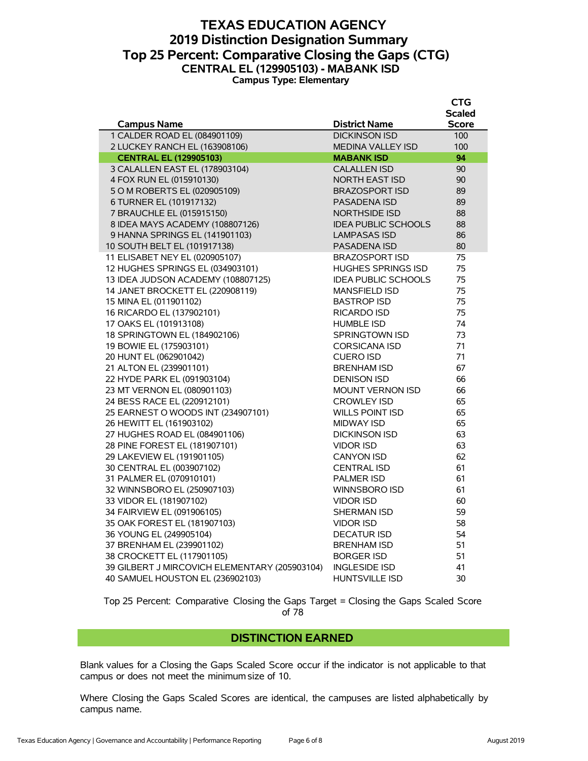# TEXAS EDUCATION AGENCY
## 2019 Distinction Designation Summary
## Top 25 Percent: Comparative Closing the Gaps (CTG)
### CENTRAL EL (129905103) - MABANK ISD
**Campus Type: Elementary**

| Campus Name | District Name | CTG Scaled Score |
|---|---|---|
| 1 CALDER ROAD EL (084901109) | DICKINSON ISD | 100 |
| 2 LUCKEY RANCH EL (163908106) | MEDINA VALLEY ISD | 100 |
| **CENTRAL EL (129905103)** | **MABANK ISD** | **94** |
| 3 CALALLEN EAST EL (178903104) | CALALLEN ISD | 90 |
| 4 FOX RUN EL (015910130) | NORTH EAST ISD | 90 |
| 5 O M ROBERTS EL (020905109) | BRAZOSPORT ISD | 89 |
| 6 TURNER EL (101917132) | PASADENA ISD | 89 |
| 7 BRAUCHLE EL (015915150) | NORTHSIDE ISD | 88 |
| 8 IDEA MAYS ACADEMY (108807126) | IDEA PUBLIC SCHOOLS | 88 |
| 9 HANNA SPRINGS EL (141901103) | LAMPASAS ISD | 86 |
| 10 SOUTH BELT EL (101917138) | PASADENA ISD | 80 |
| 11 ELISABET NEY EL (020905107) | BRAZOSPORT ISD | 75 |
| 12 HUGHES SPRINGS EL (034903101) | HUGHES SPRINGS ISD | 75 |
| 13 IDEA JUDSON ACADEMY (108807125) | IDEA PUBLIC SCHOOLS | 75 |
| 14 JANET BROCKETT EL (220908119) | MANSFIELD ISD | 75 |
| 15 MINA EL (011901102) | BASTROP ISD | 75 |
| 16 RICARDO EL (137902101) | RICARDO ISD | 75 |
| 17 OAKS EL (101913108) | HUMBLE ISD | 74 |
| 18 SPRINGTOWN EL (184902106) | SPRINGTOWN ISD | 73 |
| 19 BOWIE EL (175903101) | CORSICANA ISD | 71 |
| 20 HUNT EL (062901042) | CUERO ISD | 71 |
| 21 ALTON EL (239901101) | BRENHAM ISD | 67 |
| 22 HYDE PARK EL (091903104) | DENISON ISD | 66 |
| 23 MT VERNON EL (080901103) | MOUNT VERNON ISD | 66 |
| 24 BESS RACE EL (220912101) | CROWLEY ISD | 65 |
| 25 EARNEST O WOODS INT (234907101) | WILLS POINT ISD | 65 |
| 26 HEWITT EL (161903102) | MIDWAY ISD | 65 |
| 27 HUGHES ROAD EL (084901106) | DICKINSON ISD | 63 |
| 28 PINE FOREST EL (181907101) | VIDOR ISD | 63 |
| 29 LAKEVIEW EL (191901105) | CANYON ISD | 62 |
| 30 CENTRAL EL (003907102) | CENTRAL ISD | 61 |
| 31 PALMER EL (070910101) | PALMER ISD | 61 |
| 32 WINNSBORO EL (250907103) | WINNSBORO ISD | 61 |
| 33 VIDOR EL (181907102) | VIDOR ISD | 60 |
| 34 FAIRVIEW EL (091906105) | SHERMAN ISD | 59 |
| 35 OAK FOREST EL (181907103) | VIDOR ISD | 58 |
| 36 YOUNG EL (249905104) | DECATUR ISD | 54 |
| 37 BRENHAM EL (239901102) | BRENHAM ISD | 51 |
| 38 CROCKETT EL (117901105) | BORGER ISD | 51 |
| 39 GILBERT J MIRCOVICH ELEMENTARY (205903104) | INGLESIDE ISD | 41 |
| 40 SAMUEL HOUSTON EL (236902103) | HUNTSVILLE ISD | 30 |

Top 25 Percent: Comparative Closing the Gaps Target = Closing the Gaps Scaled Score of 78

**DISTINCTION EARNED**

Blank values for a Closing the Gaps Scaled Score occur if the indicator is not applicable to that campus or does not meet the minimum size of 10.

Where Closing the Gaps Scaled Scores are identical, the campuses are listed alphabetically by campus name.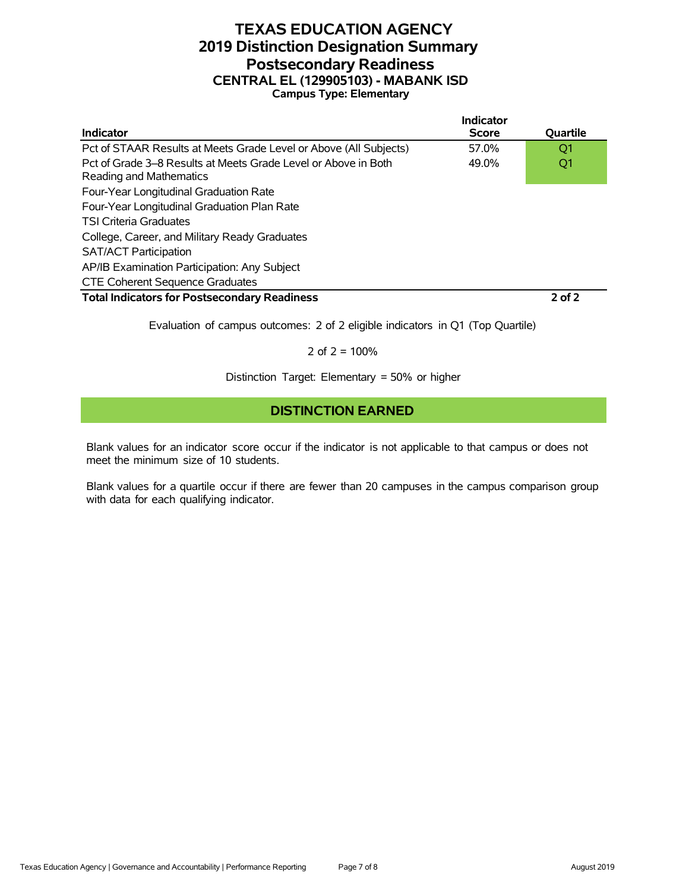# TEXAS EDUCATION AGENCY
# 2019 Distinction Designation Summary
# Postsecondary Readiness
## CENTRAL EL (129905103) - MABANK ISD
### Campus Type: Elementary

| Indicator | Indicator Score | Quartile |
|---|---|---|
| Pct of STAAR Results at Meets Grade Level or Above (All Subjects) | 57.0% | Q1 |
| Pct of Grade 3–8 Results at Meets Grade Level or Above in Both Reading and Mathematics | 49.0% | Q1 |
| Four-Year Longitudinal Graduation Rate | | |
| Four-Year Longitudinal Graduation Plan Rate | | |
| TSI Criteria Graduates | | |
| College, Career, and Military Ready Graduates | | |
| SAT/ACT Participation | | |
| AP/IB Examination Participation: Any Subject | | |
| CTE Coherent Sequence Graduates | | |
| **Total Indicators for Postsecondary Readiness** | | **2 of 2** |

Evaluation of campus outcomes: 2 of 2 eligible indicators in Q1 (Top Quartile)

2 of 2 = 100%

Distinction Target: Elementary = 50% or higher

**DISTINCTION EARNED**

Blank values for an indicator score occur if the indicator is not applicable to that campus or does not meet the minimum size of 10 students.

Blank values for a quartile occur if there are fewer than 20 campuses in the campus comparison group with data for each qualifying indicator.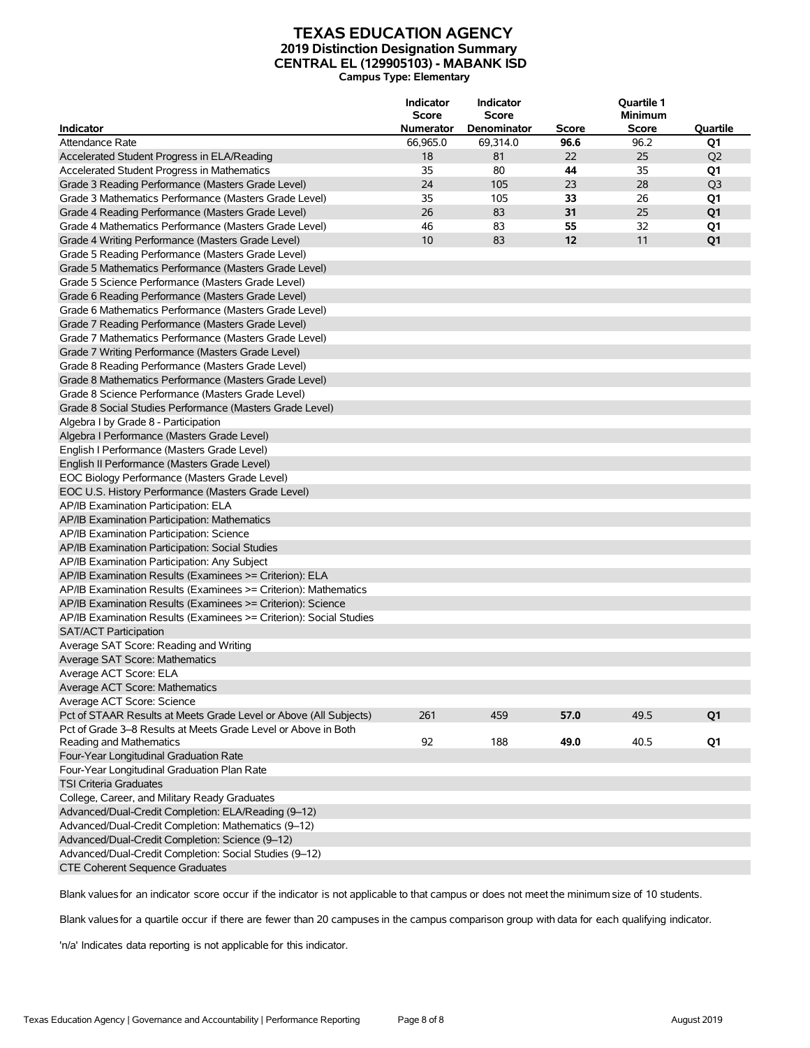# TEXAS EDUCATION AGENCY
## 2019 Distinction Designation Summary
## CENTRAL EL (129905103) - MABANK ISD
**Campus Type: Elementary**

| Indicator | Indicator Score Numerator | Indicator Score Denominator | Score | Quartile 1 Minimum Score | Quartile |
|---|---|---|---|---|---|
| Attendance Rate | 66,965.0 | 69,314.0 | **96.6** | 96.2 | **Q1** |
| Accelerated Student Progress in ELA/Reading | 18 | 81 | 22 | 25 | Q2 |
| Accelerated Student Progress in Mathematics | 35 | 80 | **44** | 35 | **Q1** |
| Grade 3 Reading Performance (Masters Grade Level) | 24 | 105 | 23 | 28 | Q3 |
| Grade 3 Mathematics Performance (Masters Grade Level) | 35 | 105 | **33** | 26 | **Q1** |
| Grade 4 Reading Performance (Masters Grade Level) | 26 | 83 | **31** | 25 | **Q1** |
| Grade 4 Mathematics Performance (Masters Grade Level) | 46 | 83 | **55** | 32 | **Q1** |
| Grade 4 Writing Performance (Masters Grade Level) | 10 | 83 | **12** | 11 | **Q1** |
| Grade 5 Reading Performance (Masters Grade Level) | | | | | |
| Grade 5 Mathematics Performance (Masters Grade Level) | | | | | |
| Grade 5 Science Performance (Masters Grade Level) | | | | | |
| Grade 6 Reading Performance (Masters Grade Level) | | | | | |
| Grade 6 Mathematics Performance (Masters Grade Level) | | | | | |
| Grade 7 Reading Performance (Masters Grade Level) | | | | | |
| Grade 7 Mathematics Performance (Masters Grade Level) | | | | | |
| Grade 7 Writing Performance (Masters Grade Level) | | | | | |
| Grade 8 Reading Performance (Masters Grade Level) | | | | | |
| Grade 8 Mathematics Performance (Masters Grade Level) | | | | | |
| Grade 8 Science Performance (Masters Grade Level) | | | | | |
| Grade 8 Social Studies Performance (Masters Grade Level) | | | | | |
| Algebra I by Grade 8 - Participation | | | | | |
| Algebra I Performance (Masters Grade Level) | | | | | |
| English I Performance (Masters Grade Level) | | | | | |
| English II Performance (Masters Grade Level) | | | | | |
| EOC Biology Performance (Masters Grade Level) | | | | | |
| EOC U.S. History Performance (Masters Grade Level) | | | | | |
| AP/IB Examination Participation: ELA | | | | | |
| AP/IB Examination Participation: Mathematics | | | | | |
| AP/IB Examination Participation: Science | | | | | |
| AP/IB Examination Participation: Social Studies | | | | | |
| AP/IB Examination Participation: Any Subject | | | | | |
| AP/IB Examination Results (Examinees >= Criterion): ELA | | | | | |
| AP/IB Examination Results (Examinees >= Criterion): Mathematics | | | | | |
| AP/IB Examination Results (Examinees >= Criterion): Science | | | | | |
| AP/IB Examination Results (Examinees >= Criterion): Social Studies | | | | | |
| SAT/ACT Participation | | | | | |
| Average SAT Score: Reading and Writing | | | | | |
| Average SAT Score: Mathematics | | | | | |
| Average ACT Score: ELA | | | | | |
| Average ACT Score: Mathematics | | | | | |
| Average ACT Score: Science | | | | | |
| Pct of STAAR Results at Meets Grade Level or Above (All Subjects) | 261 | 459 | **57.0** | 49.5 | **Q1** |
| Pct of Grade 3–8 Results at Meets Grade Level or Above in Both Reading and Mathematics | 92 | 188 | **49.0** | 40.5 | **Q1** |
| Four-Year Longitudinal Graduation Rate | | | | | |
| Four-Year Longitudinal Graduation Plan Rate | | | | | |
| TSI Criteria Graduates | | | | | |
| College, Career, and Military Ready Graduates | | | | | |
| Advanced/Dual-Credit Completion: ELA/Reading (9–12) | | | | | |
| Advanced/Dual-Credit Completion: Mathematics (9–12) | | | | | |
| Advanced/Dual-Credit Completion: Science (9–12) | | | | | |
| Advanced/Dual-Credit Completion: Social Studies (9–12) | | | | | |
| CTE Coherent Sequence Graduates | | | | | |

Blank values for an indicator score occur if the indicator is not applicable to that campus or does not meet the minimum size of 10 students.

Blank values for a quartile occur if there are fewer than 20 campuses in the campus comparison group with data for each qualifying indicator.

'n/a' Indicates data reporting is not applicable for this indicator.